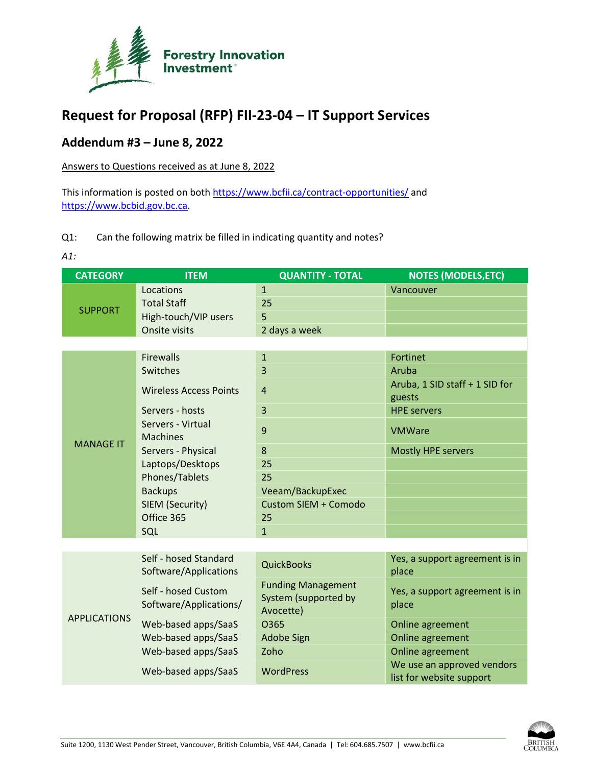# Request for Proposal (RFP) FII-23-04 – IT Support Services

## Addendum #3 – June 8, 2022

Answers to Questions received as at June 8, 2022

This information is posted on both https://www.bcfii.ca/contract-opportunities/ and https://www.bcbid.gov.bc.ca.

Q1: Can the following matrix be filled in indicating quantity and notes?

*A1:*

| CATEGORY | ITEM | QUANTITY - TOTAL | NOTES (MODELS,ETC) |
|---|---|---|---|
| SUPPORT | Locations | 1 | Vancouver |
| | Total Staff | 25 | |
| | High-touch/VIP users | 5 | |
| | Onsite visits | 2 days a week | |
| MANAGE IT | Firewalls | 1 | Fortinet |
| | Switches | 3 | Aruba |
| | Wireless Access Points | 4 | Aruba, 1 SID staff + 1 SID for guests |
| | Servers - hosts | 3 | HPE servers |
| | Servers - Virtual Machines | 9 | VMWare |
| | Servers - Physical | 8 | Mostly HPE servers |
| | Laptops/Desktops | 25 | |
| | Phones/Tablets | 25 | |
| | Backups | Veeam/BackupExec | |
| | SIEM (Security) | Custom SIEM + Comodo | |
| | Office 365 | 25 | |
| | SQL | 1 | |
| APPLICATIONS | Self - hosed Standard Software/Applications | QuickBooks | Yes, a support agreement is in place |
| | Self - hosed Custom Software/Applications/ | Funding Management System (supported by Avocette) | Yes, a support agreement is in place |
| | Web-based apps/SaaS | O365 | Online agreement |
| | Web-based apps/SaaS | Adobe Sign | Online agreement |
| | Web-based apps/SaaS | Zoho | Online agreement |
| | Web-based apps/SaaS | WordPress | We use an approved vendors list for website support |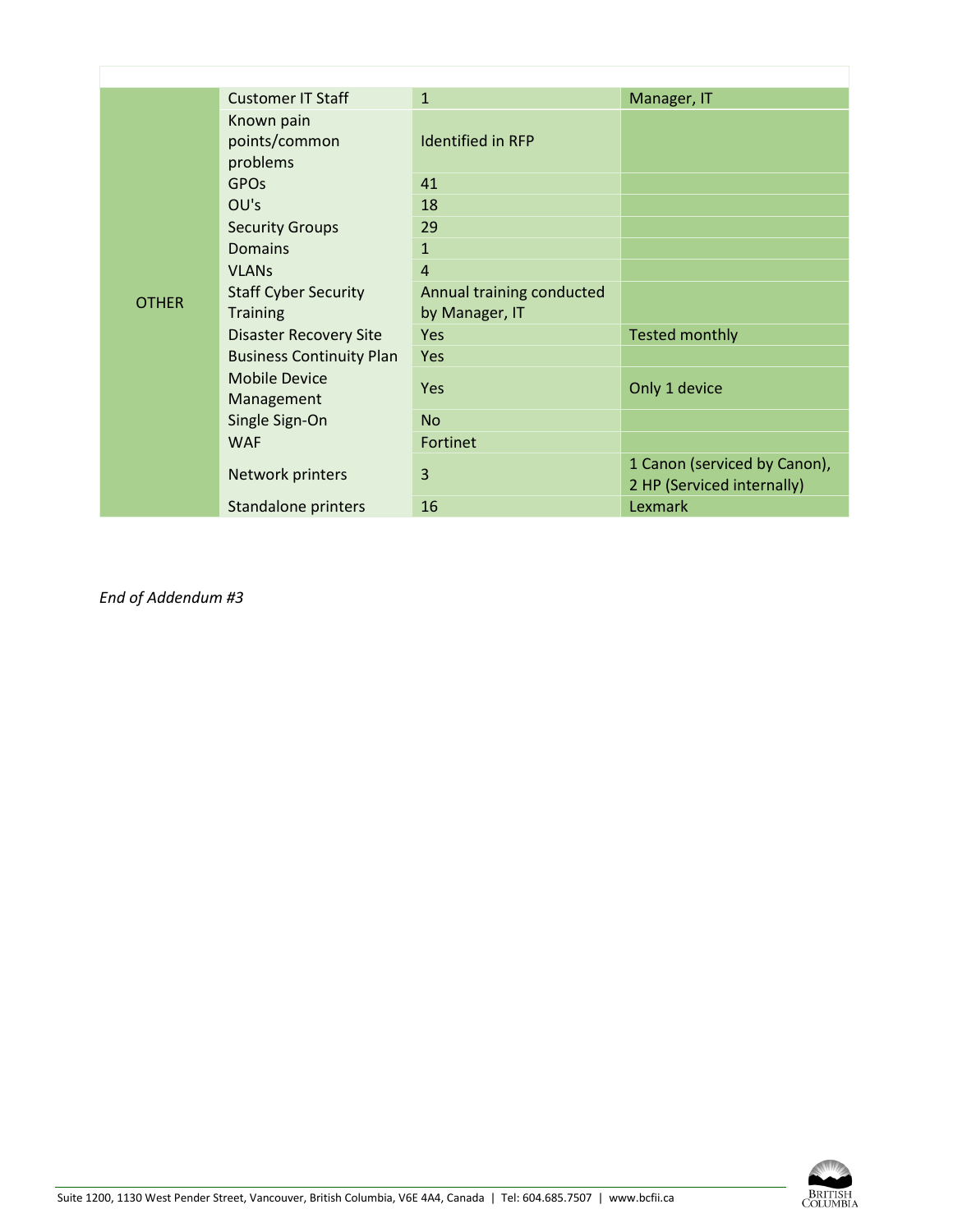| | | | |
|---|---|---|---|
| OTHER | Customer IT Staff | 1 | Manager, IT |
| | Known pain points/common problems | Identified in RFP | |
| | GPOs | 41 | |
| | OU's | 18 | |
| | Security Groups | 29 | |
| | Domains | 1 | |
| | VLANs | 4 | |
| | Staff Cyber Security Training | Annual training conducted by Manager, IT | |
| | Disaster Recovery Site | Yes | Tested monthly |
| | Business Continuity Plan | Yes | |
| | Mobile Device Management | Yes | Only 1 device |
| | Single Sign-On | No | |
| | WAF | Fortinet | |
| | Network printers | 3 | 1 Canon (serviced by Canon), 2 HP (Serviced internally) |
| | Standalone printers | 16 | Lexmark |

*End of Addendum #3*